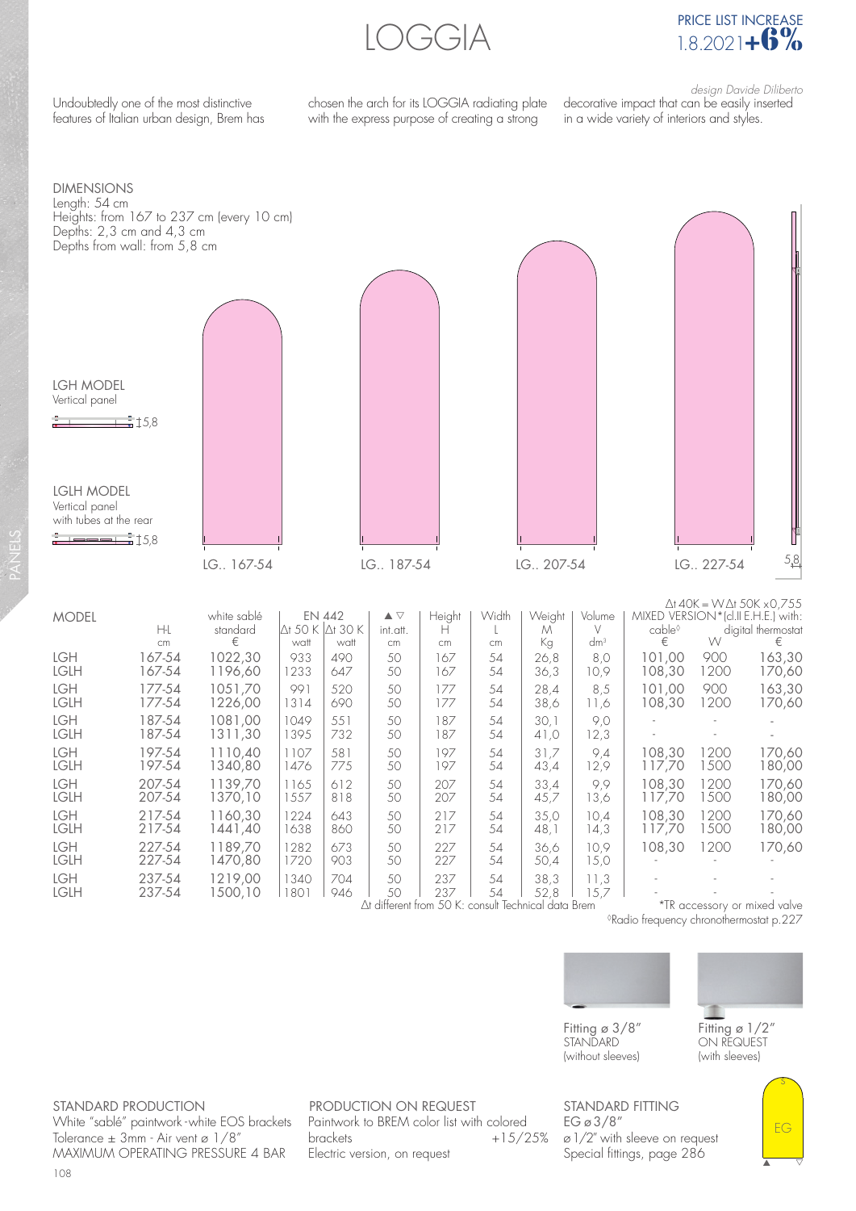# LOGGIA

PRICE LIST INCREASE
1.8.2021 **+6%**

*design Davide Diliberto*

Undoubtedly one of the most distinctive features of Italian urban design, Brem has chosen the arch for its LOGGIA radiating plate with the express purpose of creating a strong decorative impact that can be easily inserted in a wide variety of interiors and styles.

DIMENSIONS
Length: 54 cm
Heights: from 167 to 237 cm (every 10 cm)
Depths: 2,3 cm and 4,3 cm
Depths from wall: from 5,8 cm

LGH MODEL
Vertical panel
5,8

LGLH MODEL
Vertical panel
with tubes at the rear
5,8

LG.. 167-54 LG.. 187-54 LG.. 207-54 LG.. 227-54 5,8

$\Delta t$ 40K = W $\Delta t$ 50K x0,755

| MODEL | H-L cm | white sablé standard € | EN 442 Δt 50 K watt | Δt 30 K watt | ▲▽ int.att. cm | Height H cm | Width L cm | Weight M Kg | Volume V dm³ | MIXED VERSION* (cl.II E.H.E.) with: cable◊ € | W | digital thermostat € |
|---|---|---|---|---|---|---|---|---|---|---|---|---|
| LGH | 167-54 | 1022,30 | 933 | 490 | 50 | 167 | 54 | 26,8 | 8,0 | 101,00 | 900 | 163,30 |
| LGLH | 167-54 | 1196,60 | 1233 | 647 | 50 | 167 | 54 | 36,3 | 10,9 | 108,30 | 1200 | 170,60 |
| LGH | 177-54 | 1051,70 | 991 | 520 | 50 | 177 | 54 | 28,4 | 8,5 | 101,00 | 900 | 163,30 |
| LGLH | 177-54 | 1226,00 | 1314 | 690 | 50 | 177 | 54 | 38,6 | 11,6 | 108,30 | 1200 | 170,60 |
| LGH | 187-54 | 1081,00 | 1049 | 551 | 50 | 187 | 54 | 30,1 | 9,0 | - | - | - |
| LGLH | 187-54 | 1311,30 | 1395 | 732 | 50 | 187 | 54 | 41,0 | 12,3 | - | - | - |
| LGH | 197-54 | 1110,40 | 1107 | 581 | 50 | 197 | 54 | 31,7 | 9,4 | 108,30 | 1200 | 170,60 |
| LGLH | 197-54 | 1340,80 | 1476 | 775 | 50 | 197 | 54 | 43,4 | 12,9 | 117,70 | 1500 | 180,00 |
| LGH | 207-54 | 1139,70 | 1165 | 612 | 50 | 207 | 54 | 33,4 | 9,9 | 108,30 | 1200 | 170,60 |
| LGLH | 207-54 | 1370,10 | 1557 | 818 | 50 | 207 | 54 | 45,7 | 13,6 | 117,70 | 1500 | 180,00 |
| LGH | 217-54 | 1160,30 | 1224 | 643 | 50 | 217 | 54 | 35,0 | 10,4 | 108,30 | 1200 | 170,60 |
| LGLH | 217-54 | 1441,40 | 1638 | 860 | 50 | 217 | 54 | 48,1 | 14,3 | 117,70 | 1500 | 180,00 |
| LGH | 227-54 | 1189,70 | 1282 | 673 | 50 | 227 | 54 | 36,6 | 10,9 | 108,30 | 1200 | 170,60 |
| LGLH | 227-54 | 1470,80 | 1720 | 903 | 50 | 227 | 54 | 50,4 | 15,0 | - | - | - |
| LGH | 237-54 | 1219,00 | 1340 | 704 | 50 | 237 | 54 | 38,3 | 11,3 | - | - | - |
| LGLH | 237-54 | 1500,10 | 1801 | 946 | 50 | 237 | 54 | 52,8 | 15,7 | - | - | - |

$\Delta t$ different from 50 K: consult Technical data Brem

*TR accessory or mixed valve
◊Radio frequency chronothermostat p.227

Fitting ⌀ 3/8"
STANDARD
(without sleeves)

Fitting ⌀ 1/2"
ON REQUEST
(with sleeves)

STANDARD PRODUCTION
White "sablé" paintwork-white EOS brackets
Tolerance ± 3mm - Air vent ⌀ 1/8"
MAXIMUM OPERATING PRESSURE 4 BAR

PRODUCTION ON REQUEST
Paintwork to BREM color list with colored brackets +15/25%
Electric version, on request

STANDARD FITTING
EG ⌀ 3/8"
⌀ 1/2" with sleeve on request
Special fittings, page 286

EG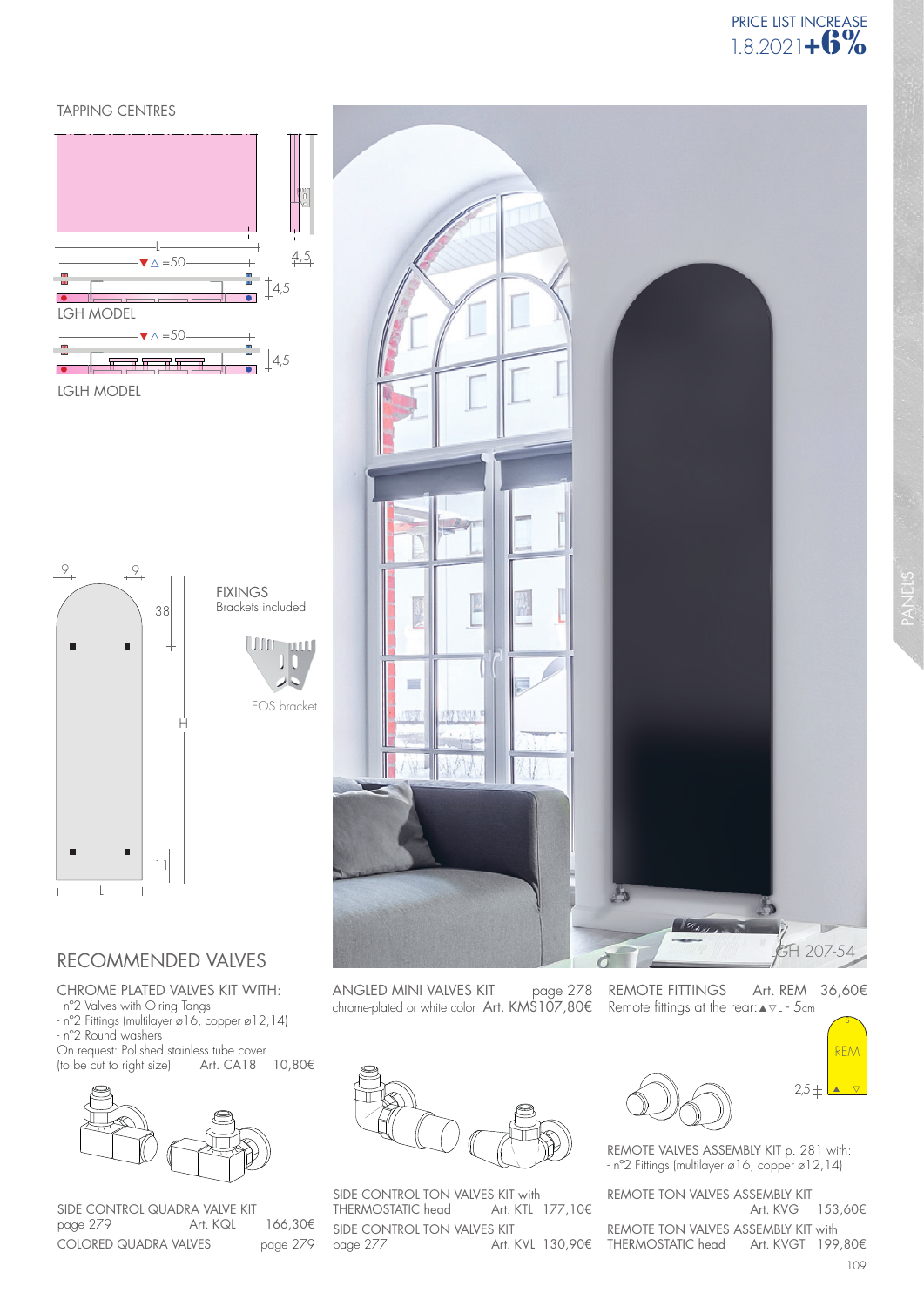PRICE LIST INCREASE 1.8.2021 **+6%**

TAPPING CENTRES

L

=50

4,5

4,5

LGH MODEL

=50

4,5

LGLH MODEL

9 9

38

H

11

L

FIXINGS
Brackets included

EOS bracket

LGH 207-54

## RECOMMENDED VALVES

CHROME PLATED VALVES KIT WITH:
- n°2 Valves with O-ring Tangs
- n°2 Fittings (multilayer ø16, copper ø12,14)
- n°2 Round washers

On request: Polished stainless tube cover
(to be cut to right size) Art. CA18 10,80€

SIDE CONTROL QUADRA VALVE KIT
page 279 Art. KQL 166,30€

COLORED QUADRA VALVES page 279

ANGLED MINI VALVES KIT page 278
chrome-plated or white color Art. KMS 107,80€

SIDE CONTROL TON VALVES KIT with THERMOSTATIC head Art. KTL 177,10€

SIDE CONTROL TON VALVES KIT
page 277 Art. KVL 130,90€

REMOTE FITTINGS Art. REM 36,60€
Remote fittings at the rear: ▲▽L - 5cm

2,5

REM

REMOTE VALVES ASSEMBLY KIT p. 281 with:
- n°2 Fittings (multilayer ø16, copper ø12,14)

REMOTE TON VALVES ASSEMBLY KIT
Art. KVG 153,60€

REMOTE TON VALVES ASSEMBLY KIT with THERMOSTATIC head Art. KVGT 199,80€